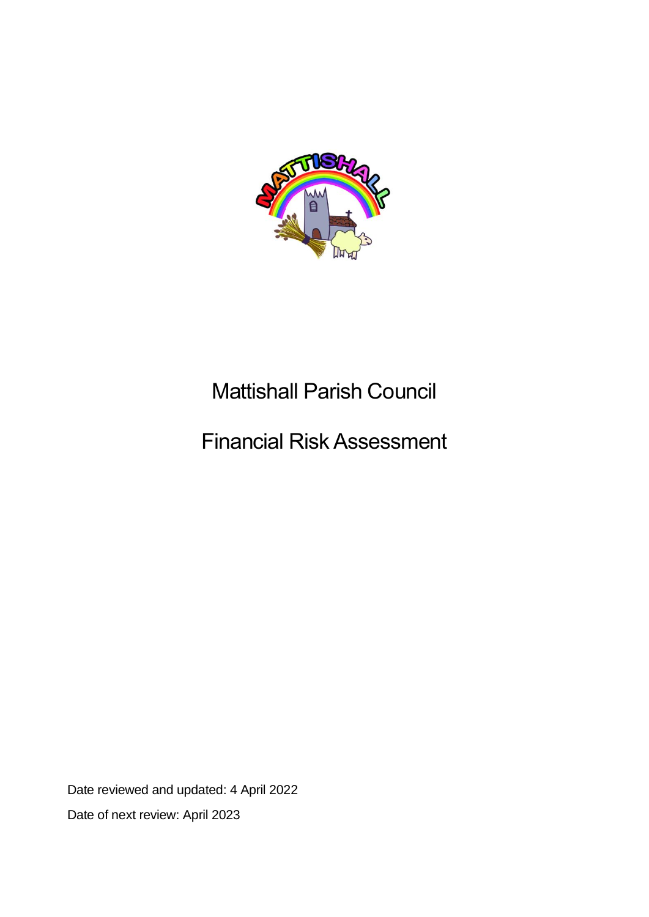# Mattishall Parish Council

# Financial Risk Assessment

Date reviewed and updated: 4 April 2022

Date of next review: April 2023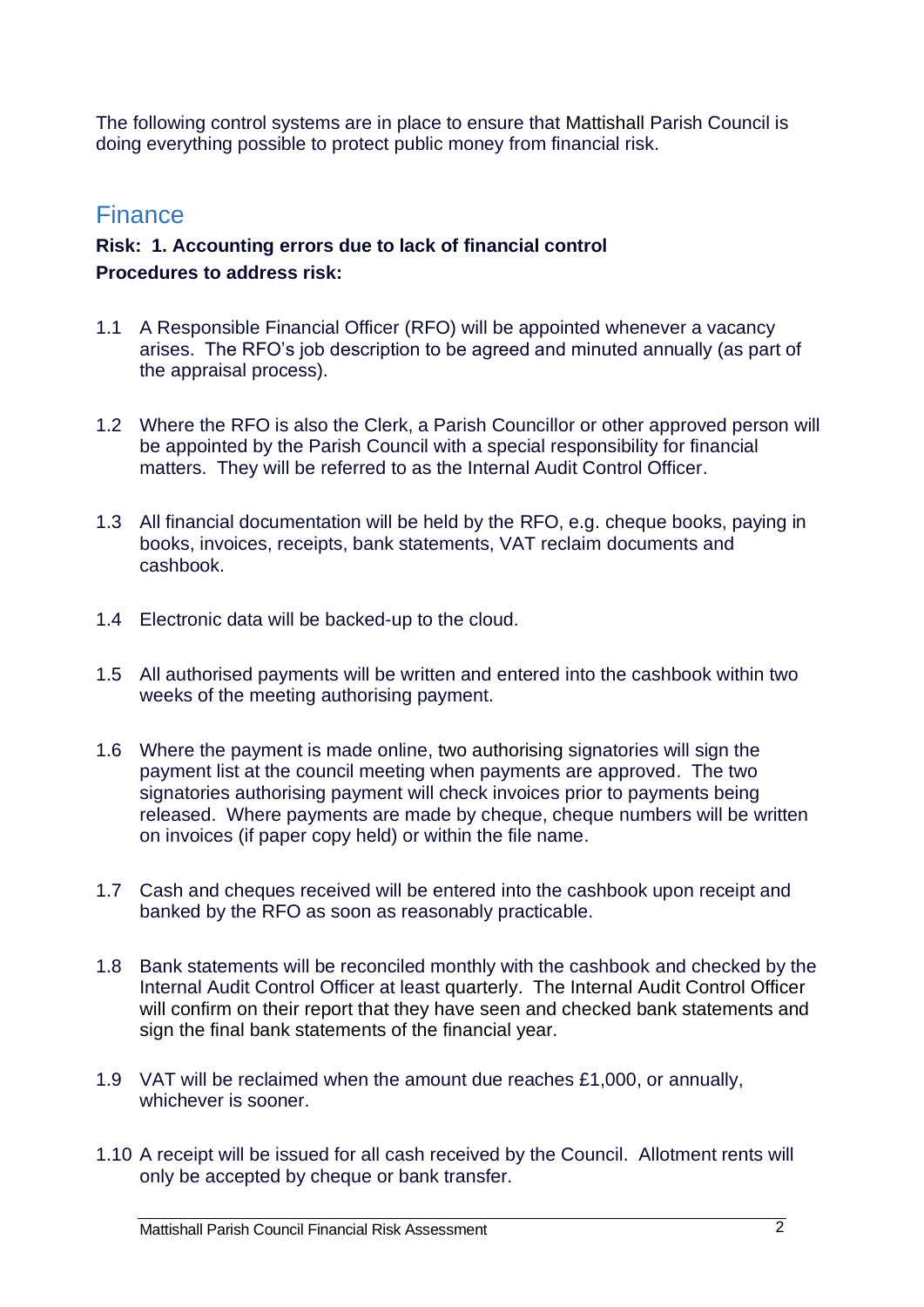The following control systems are in place to ensure that Mattishall Parish Council is doing everything possible to protect public money from financial risk.

## Finance

**Risk: 1. Accounting errors due to lack of financial control**
**Procedures to address risk:**

1.1 A Responsible Financial Officer (RFO) will be appointed whenever a vacancy arises. The RFO's job description to be agreed and minuted annually (as part of the appraisal process).

1.2 Where the RFO is also the Clerk, a Parish Councillor or other approved person will be appointed by the Parish Council with a special responsibility for financial matters. They will be referred to as the Internal Audit Control Officer.

1.3 All financial documentation will be held by the RFO, e.g. cheque books, paying in books, invoices, receipts, bank statements, VAT reclaim documents and cashbook.

1.4 Electronic data will be backed-up to the cloud.

1.5 All authorised payments will be written and entered into the cashbook within two weeks of the meeting authorising payment.

1.6 Where the payment is made online, two authorising signatories will sign the payment list at the council meeting when payments are approved. The two signatories authorising payment will check invoices prior to payments being released. Where payments are made by cheque, cheque numbers will be written on invoices (if paper copy held) or within the file name.

1.7 Cash and cheques received will be entered into the cashbook upon receipt and banked by the RFO as soon as reasonably practicable.

1.8 Bank statements will be reconciled monthly with the cashbook and checked by the Internal Audit Control Officer at least quarterly. The Internal Audit Control Officer will confirm on their report that they have seen and checked bank statements and sign the final bank statements of the financial year.

1.9 VAT will be reclaimed when the amount due reaches £1,000, or annually, whichever is sooner.

1.10 A receipt will be issued for all cash received by the Council. Allotment rents will only be accepted by cheque or bank transfer.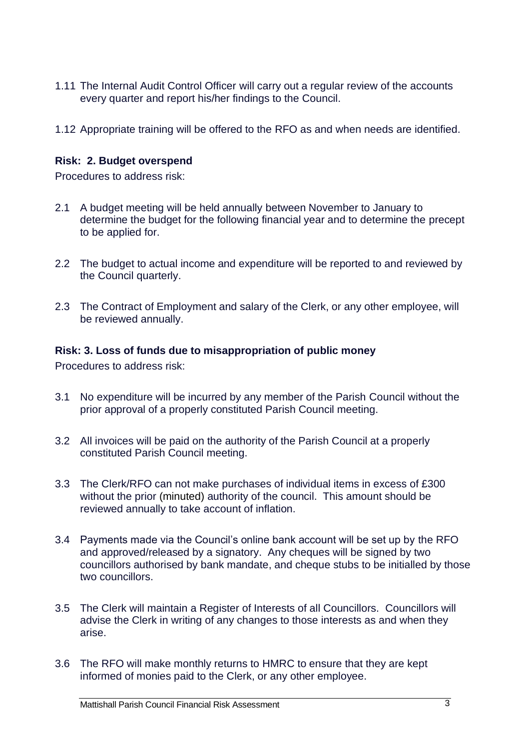1.11 The Internal Audit Control Officer will carry out a regular review of the accounts every quarter and report his/her findings to the Council.

1.12 Appropriate training will be offered to the RFO as and when needs are identified.

**Risk: 2. Budget overspend**

Procedures to address risk:

2.1 A budget meeting will be held annually between November to January to determine the budget for the following financial year and to determine the precept to be applied for.

2.2 The budget to actual income and expenditure will be reported to and reviewed by the Council quarterly.

2.3 The Contract of Employment and salary of the Clerk, or any other employee, will be reviewed annually.

**Risk: 3. Loss of funds due to misappropriation of public money**

Procedures to address risk:

3.1 No expenditure will be incurred by any member of the Parish Council without the prior approval of a properly constituted Parish Council meeting.

3.2 All invoices will be paid on the authority of the Parish Council at a properly constituted Parish Council meeting.

3.3 The Clerk/RFO can not make purchases of individual items in excess of £300 without the prior (minuted) authority of the council. This amount should be reviewed annually to take account of inflation.

3.4 Payments made via the Council's online bank account will be set up by the RFO and approved/released by a signatory. Any cheques will be signed by two councillors authorised by bank mandate, and cheque stubs to be initialled by those two councillors.

3.5 The Clerk will maintain a Register of Interests of all Councillors. Councillors will advise the Clerk in writing of any changes to those interests as and when they arise.

3.6 The RFO will make monthly returns to HMRC to ensure that they are kept informed of monies paid to the Clerk, or any other employee.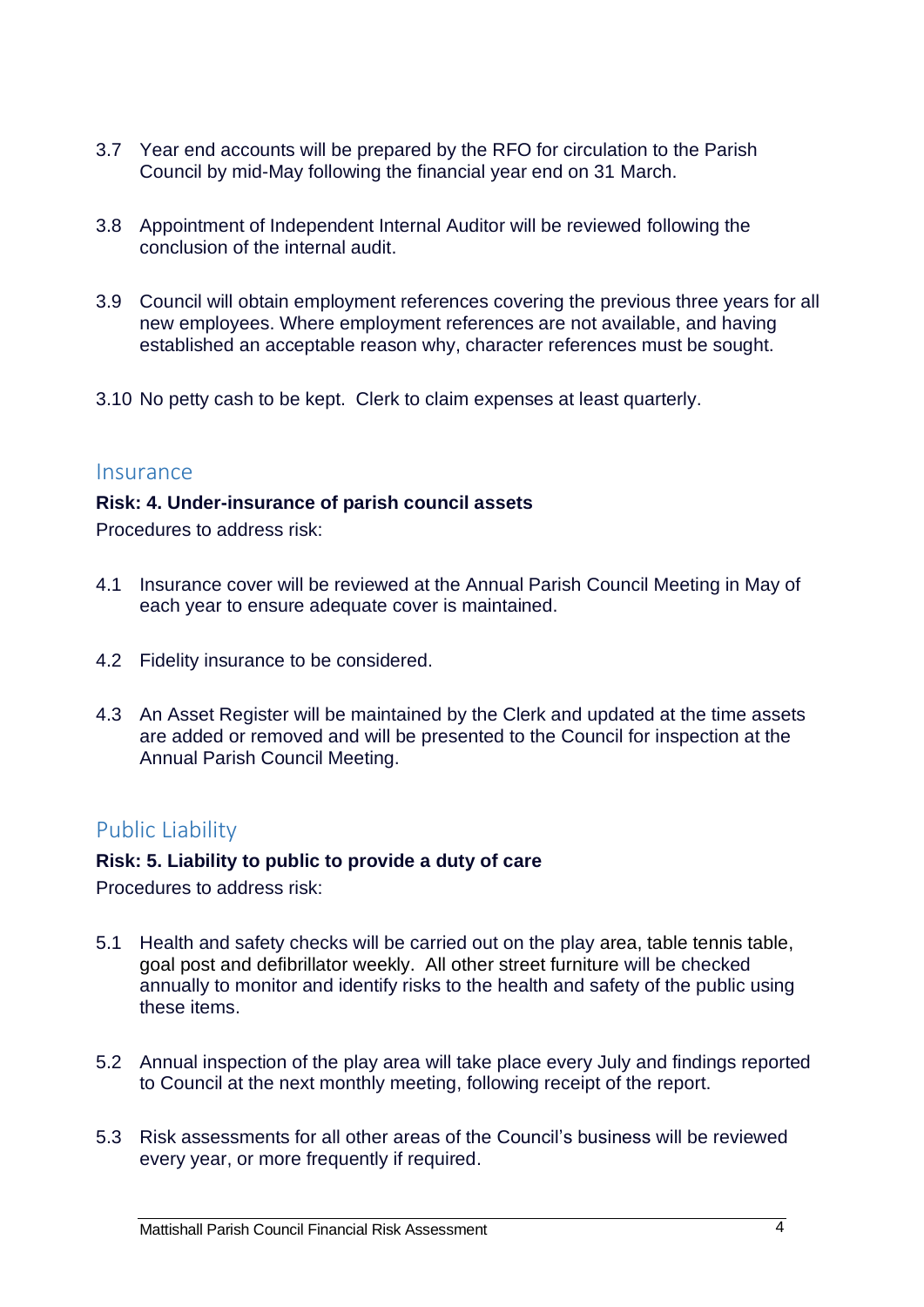3.7 Year end accounts will be prepared by the RFO for circulation to the Parish Council by mid-May following the financial year end on 31 March.

3.8 Appointment of Independent Internal Auditor will be reviewed following the conclusion of the internal audit.

3.9 Council will obtain employment references covering the previous three years for all new employees. Where employment references are not available, and having established an acceptable reason why, character references must be sought.

3.10 No petty cash to be kept. Clerk to claim expenses at least quarterly.

## Insurance

**Risk: 4. Under-insurance of parish council assets**

Procedures to address risk:

4.1 Insurance cover will be reviewed at the Annual Parish Council Meeting in May of each year to ensure adequate cover is maintained.

4.2 Fidelity insurance to be considered.

4.3 An Asset Register will be maintained by the Clerk and updated at the time assets are added or removed and will be presented to the Council for inspection at the Annual Parish Council Meeting.

## Public Liability

**Risk: 5. Liability to public to provide a duty of care**

Procedures to address risk:

5.1 Health and safety checks will be carried out on the play area, table tennis table, goal post and defibrillator weekly. All other street furniture will be checked annually to monitor and identify risks to the health and safety of the public using these items.

5.2 Annual inspection of the play area will take place every July and findings reported to Council at the next monthly meeting, following receipt of the report.

5.3 Risk assessments for all other areas of the Council's business will be reviewed every year, or more frequently if required.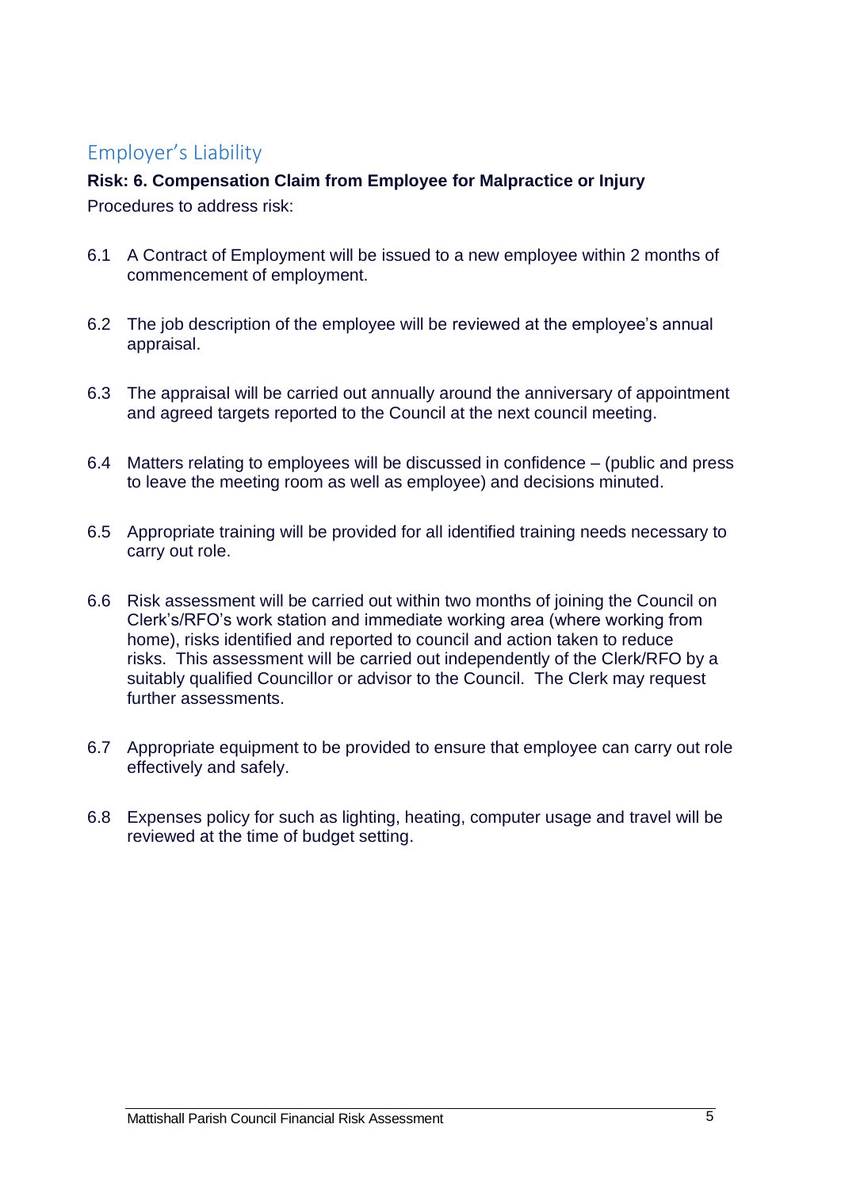## Employer's Liability

**Risk: 6. Compensation Claim from Employee for Malpractice or Injury**

Procedures to address risk:

6.1 A Contract of Employment will be issued to a new employee within 2 months of commencement of employment.

6.2 The job description of the employee will be reviewed at the employee's annual appraisal.

6.3 The appraisal will be carried out annually around the anniversary of appointment and agreed targets reported to the Council at the next council meeting.

6.4 Matters relating to employees will be discussed in confidence – (public and press to leave the meeting room as well as employee) and decisions minuted.

6.5 Appropriate training will be provided for all identified training needs necessary to carry out role.

6.6 Risk assessment will be carried out within two months of joining the Council on Clerk's/RFO's work station and immediate working area (where working from home), risks identified and reported to council and action taken to reduce risks. This assessment will be carried out independently of the Clerk/RFO by a suitably qualified Councillor or advisor to the Council. The Clerk may request further assessments.

6.7 Appropriate equipment to be provided to ensure that employee can carry out role effectively and safely.

6.8 Expenses policy for such as lighting, heating, computer usage and travel will be reviewed at the time of budget setting.